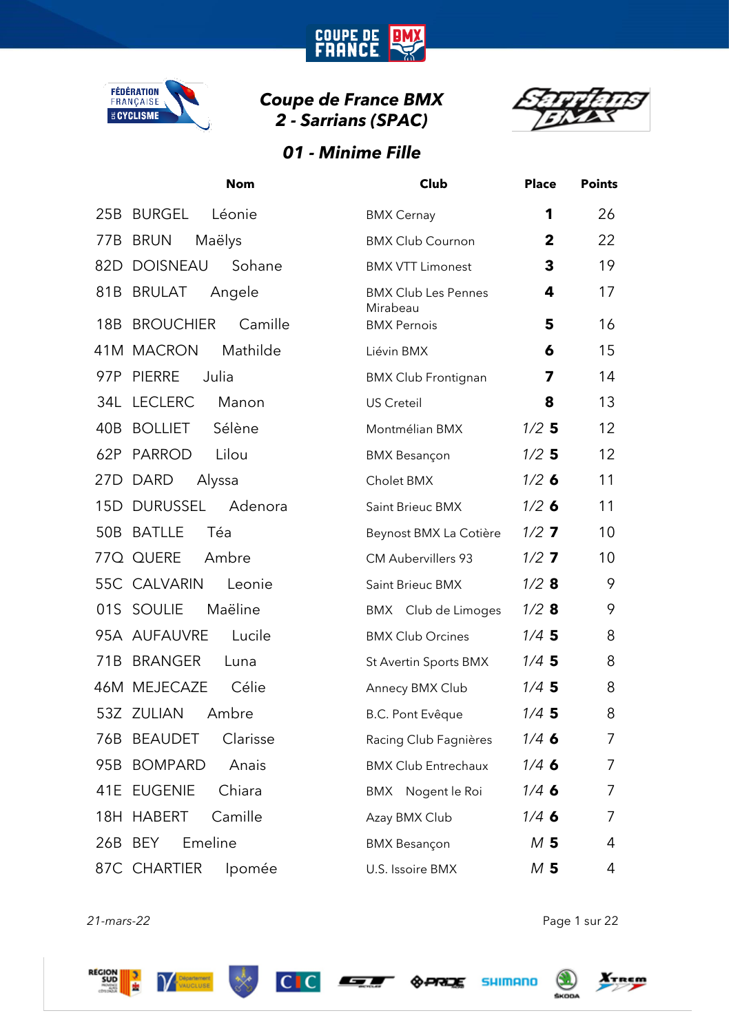# Coupe de France BMX
## 2 - Sarrians (SPAC)

### 01 - Minime Fille

| | Nom | | Club | Place | Points |
|---|---|---|---|---|---|
| 25B | BURGEL | Léonie | BMX Cernay | **1** | 26 |
| 77B | BRUN | Maëlys | BMX Club Cournon | **2** | 22 |
| 82D | DOISNEAU | Sohane | BMX VTT Limonest | **3** | 19 |
| 81B | BRULAT | Angele | BMX Club Les Pennes Mirabeau | **4** | 17 |
| 18B | BROUCHIER | Camille | BMX Pernois | **5** | 16 |
| 41M | MACRON | Mathilde | Liévin BMX | **6** | 15 |
| 97P | PIERRE | Julia | BMX Club Frontignan | **7** | 14 |
| 34L | LECLERC | Manon | US Creteil | **8** | 13 |
| 40B | BOLLIET | Sélène | Montmélian BMX | *1/2* **5** | 12 |
| 62P | PARROD | Lilou | BMX Besançon | *1/2* **5** | 12 |
| 27D | DARD | Alyssa | Cholet BMX | *1/2* **6** | 11 |
| 15D | DURUSSEL | Adenora | Saint Brieuc BMX | *1/2* **6** | 11 |
| 50B | BATLLE | Téa | Beynost BMX La Cotière | *1/2* **7** | 10 |
| 77Q | QUERE | Ambre | CM Aubervillers 93 | *1/2* **7** | 10 |
| 55C | CALVARIN | Leonie | Saint Brieuc BMX | *1/2* **8** | 9 |
| 01S | SOULIE | Maëline | BMX Club de Limoges | *1/2* **8** | 9 |
| 95A | AUFAUVRE | Lucile | BMX Club Orcines | *1/4* **5** | 8 |
| 71B | BRANGER | Luna | St Avertin Sports BMX | *1/4* **5** | 8 |
| 46M | MEJECAZE | Célie | Annecy BMX Club | *1/4* **5** | 8 |
| 53Z | ZULIAN | Ambre | B.C. Pont Evêque | *1/4* **5** | 8 |
| 76B | BEAUDET | Clarisse | Racing Club Fagnières | *1/4* **6** | 7 |
| 95B | BOMPARD | Anais | BMX Club Entrechaux | *1/4* **6** | 7 |
| 41E | EUGENIE | Chiara | BMX Nogent le Roi | *1/4* **6** | 7 |
| 18H | HABERT | Camille | Azay BMX Club | *1/4* **6** | 7 |
| 26B | BEY | Emeline | BMX Besançon | *M* **5** | 4 |
| 87C | CHARTIER | Ipomée | U.S. Issoire BMX | *M* **5** | 4 |

*21-mars-22*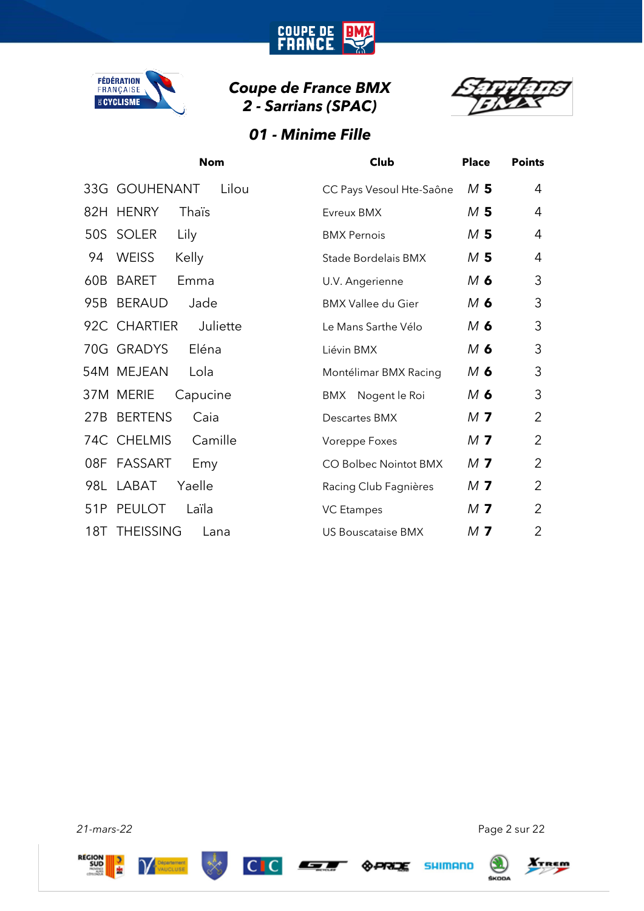# Coupe de France BMX
## 2 - Sarrians (SPAC)

## 01 - Minime Fille

| | Nom | | Club | Place | Points |
|---|---|---|---|---|---|
| 33G | GOUHENANT | Lilou | CC Pays Vesoul Hte-Saône | *M* **5** | 4 |
| 82H | HENRY | Thaïs | Evreux BMX | *M* **5** | 4 |
| 50S | SOLER | Lily | BMX Pernois | *M* **5** | 4 |
| 94 | WEISS | Kelly | Stade Bordelais BMX | *M* **5** | 4 |
| 60B | BARET | Emma | U.V. Angerienne | *M* **6** | 3 |
| 95B | BERAUD | Jade | BMX Vallee du Gier | *M* **6** | 3 |
| 92C | CHARTIER | Juliette | Le Mans Sarthe Vélo | *M* **6** | 3 |
| 70G | GRADYS | Eléna | Liévin BMX | *M* **6** | 3 |
| 54M | MEJEAN | Lola | Montélimar BMX Racing | *M* **6** | 3 |
| 37M | MERIE | Capucine | BMX Nogent le Roi | *M* **6** | 3 |
| 27B | BERTENS | Caia | Descartes BMX | *M* **7** | 2 |
| 74C | CHELMIS | Camille | Voreppe Foxes | *M* **7** | 2 |
| 08F | FASSART | Emy | CO Bolbec Nointot BMX | *M* **7** | 2 |
| 98L | LABAT | Yaelle | Racing Club Fagnières | *M* **7** | 2 |
| 51P | PEULOT | Laïla | VC Etampes | *M* **7** | 2 |
| 18T | THEISSING | Lana | US Bouscataise BMX | *M* **7** | 2 |

*21-mars-22*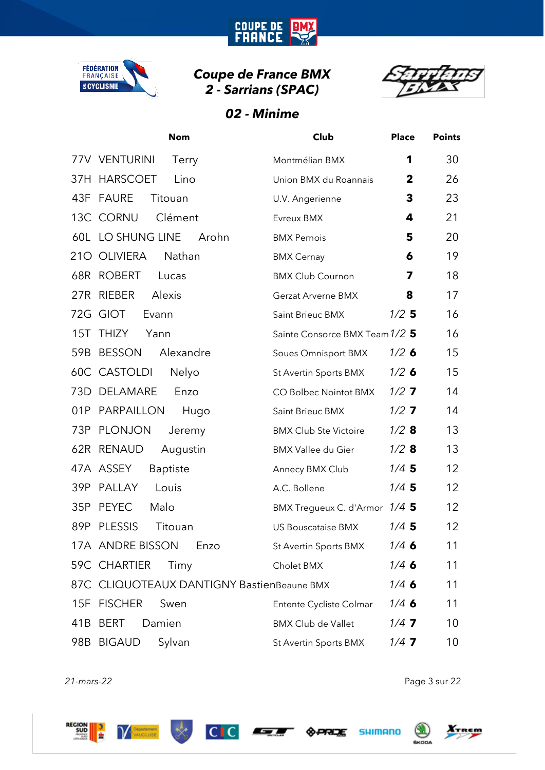# Coupe de France BMX
## 2 - Sarrians (SPAC)

### 02 - Minime

| | Nom | | Club | Place | Points |
|---|---|---|---|---|---|
| 77V | VENTURINI | Terry | Montmélian BMX | **1** | 30 |
| 37H | HARSCOET | Lino | Union BMX du Roannais | **2** | 26 |
| 43F | FAURE | Titouan | U.V. Angerienne | **3** | 23 |
| 13C | CORNU | Clément | Evreux BMX | **4** | 21 |
| 60L | LO SHUNG LINE | Arohn | BMX Pernois | **5** | 20 |
| 21O | OLIVIERA | Nathan | BMX Cernay | **6** | 19 |
| 68R | ROBERT | Lucas | BMX Club Cournon | **7** | 18 |
| 27R | RIEBER | Alexis | Gerzat Arverne BMX | **8** | 17 |
| 72G | GIOT | Evann | Saint Brieuc BMX | *1/2* **5** | 16 |
| 15T | THIZY | Yann | Sainte Consorce BMX Team | *1/2* **5** | 16 |
| 59B | BESSON | Alexandre | Soues Omnisport BMX | *1/2* **6** | 15 |
| 60C | CASTOLDI | Nelyo | St Avertin Sports BMX | *1/2* **6** | 15 |
| 73D | DELAMARE | Enzo | CO Bolbec Nointot BMX | *1/2* **7** | 14 |
| 01P | PARPAILLON | Hugo | Saint Brieuc BMX | *1/2* **7** | 14 |
| 73P | PLONJON | Jeremy | BMX Club Ste Victoire | *1/2* **8** | 13 |
| 62R | RENAUD | Augustin | BMX Vallee du Gier | *1/2* **8** | 13 |
| 47A | ASSEY | Baptiste | Annecy BMX Club | *1/4* **5** | 12 |
| 39P | PALLAY | Louis | A.C. Bollene | *1/4* **5** | 12 |
| 35P | PEYEC | Malo | BMX Tregueux C. d'Armor | *1/4* **5** | 12 |
| 89P | PLESSIS | Titouan | US Bouscataise BMX | *1/4* **5** | 12 |
| 17A | ANDRE BISSON | Enzo | St Avertin Sports BMX | *1/4* **6** | 11 |
| 59C | CHARTIER | Timy | Cholet BMX | *1/4* **6** | 11 |
| 87C | CLIQUOTEAUX DANTIGNY | Bastien | Beaune BMX | *1/4* **6** | 11 |
| 15F | FISCHER | Swen | Entente Cycliste Colmar | *1/4* **6** | 11 |
| 41B | BERT | Damien | BMX Club de Vallet | *1/4* **7** | 10 |
| 98B | BIGAUD | Sylvan | St Avertin Sports BMX | *1/4* **7** | 10 |

*21-mars-22*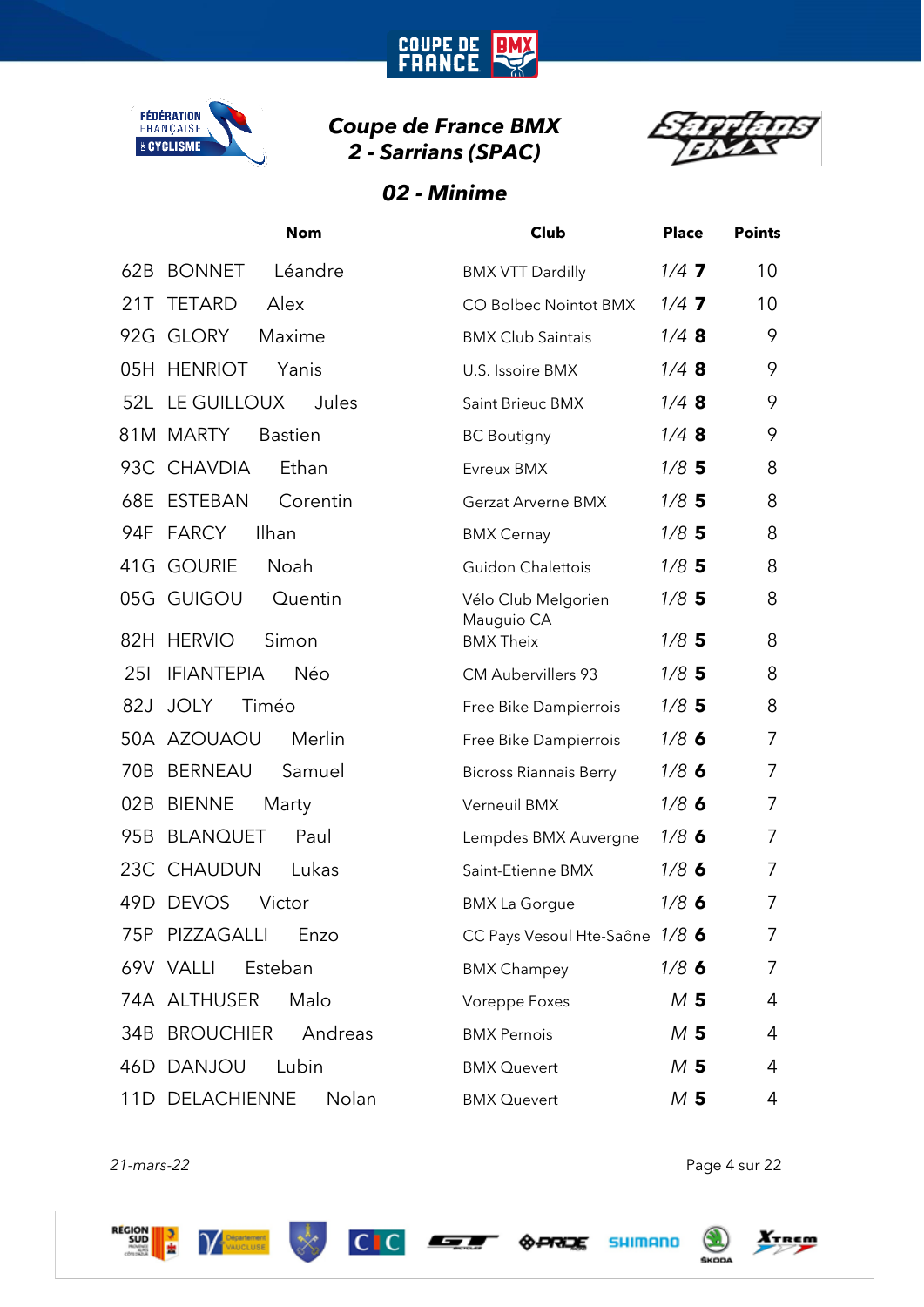# Coupe de France BMX

## 2 - Sarrians (SPAC)

### 02 - Minime

| | Nom | | Club | Place | Points |
|---|---|---|---|---|---|
| 62B | BONNET | Léandre | BMX VTT Dardilly | *1/4* **7** | 10 |
| 21T | TETARD | Alex | CO Bolbec Nointot BMX | *1/4* **7** | 10 |
| 92G | GLORY | Maxime | BMX Club Saintais | *1/4* **8** | 9 |
| 05H | HENRIOT | Yanis | U.S. Issoire BMX | *1/4* **8** | 9 |
| 52L | LE GUILLOUX | Jules | Saint Brieuc BMX | *1/4* **8** | 9 |
| 81M | MARTY | Bastien | BC Boutigny | *1/4* **8** | 9 |
| 93C | CHAVDIA | Ethan | Evreux BMX | *1/8* **5** | 8 |
| 68E | ESTEBAN | Corentin | Gerzat Arverne BMX | *1/8* **5** | 8 |
| 94F | FARCY | Ilhan | BMX Cernay | *1/8* **5** | 8 |
| 41G | GOURIE | Noah | Guidon Chalettois | *1/8* **5** | 8 |
| 05G | GUIGOU | Quentin | Vélo Club Melgorien Mauguio CA | *1/8* **5** | 8 |
| 82H | HERVIO | Simon | BMX Theix | *1/8* **5** | 8 |
| 25I | IFIANTEPIA | Néo | CM Aubervillers 93 | *1/8* **5** | 8 |
| 82J | JOLY | Timéo | Free Bike Dampierrois | *1/8* **5** | 8 |
| 50A | AZOUAOU | Merlin | Free Bike Dampierrois | *1/8* **6** | 7 |
| 70B | BERNEAU | Samuel | Bicross Riannais Berry | *1/8* **6** | 7 |
| 02B | BIENNE | Marty | Verneuil BMX | *1/8* **6** | 7 |
| 95B | BLANQUET | Paul | Lempdes BMX Auvergne | *1/8* **6** | 7 |
| 23C | CHAUDUN | Lukas | Saint-Etienne BMX | *1/8* **6** | 7 |
| 49D | DEVOS | Victor | BMX La Gorgue | *1/8* **6** | 7 |
| 75P | PIZZAGALLI | Enzo | CC Pays Vesoul Hte-Saône | *1/8* **6** | 7 |
| 69V | VALLI | Esteban | BMX Champey | *1/8* **6** | 7 |
| 74A | ALTHUSER | Malo | Voreppe Foxes | *M* **5** | 4 |
| 34B | BROUCHIER | Andreas | BMX Pernois | *M* **5** | 4 |
| 46D | DANJOU | Lubin | BMX Quevert | *M* **5** | 4 |
| 11D | DELACHIENNE | Nolan | BMX Quevert | *M* **5** | 4 |

*21-mars-22*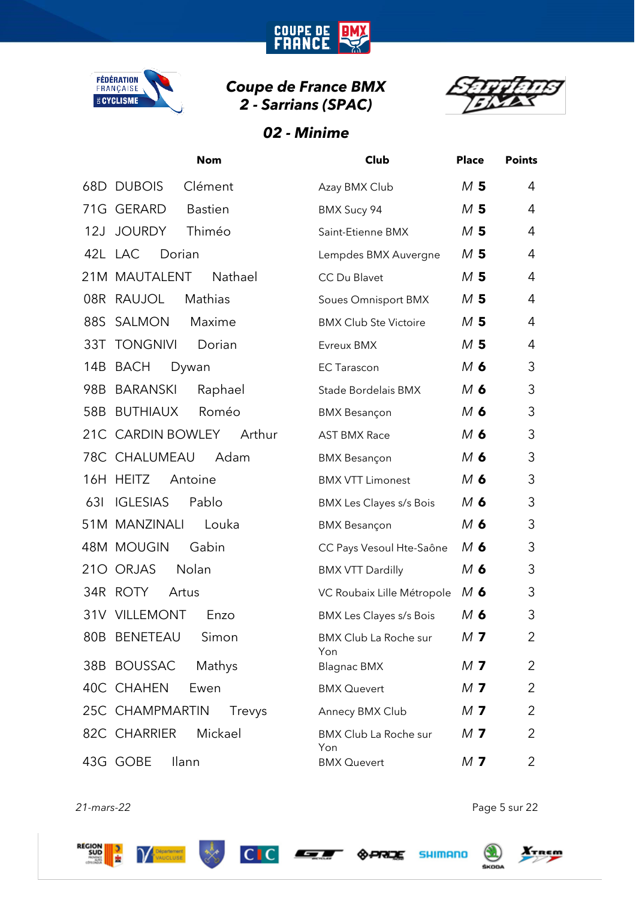# Coupe de France BMX
## 2 - Sarrians (SPAC)

## 02 - Minime

| | Nom | | Club | Place | Points |
|---|---|---|---|---|---|
| 68D | DUBOIS | Clément | Azay BMX Club | M **5** | 4 |
| 71G | GERARD | Bastien | BMX Sucy 94 | M **5** | 4 |
| 12J | JOURDY | Thiméo | Saint-Etienne BMX | M **5** | 4 |
| 42L | LAC | Dorian | Lempdes BMX Auvergne | M **5** | 4 |
| 21M | MAUTALENT | Nathael | CC Du Blavet | M **5** | 4 |
| 08R | RAUJOL | Mathias | Soues Omnisport BMX | M **5** | 4 |
| 88S | SALMON | Maxime | BMX Club Ste Victoire | M **5** | 4 |
| 33T | TONGNIVI | Dorian | Evreux BMX | M **5** | 4 |
| 14B | BACH | Dywan | EC Tarascon | M **6** | 3 |
| 98B | BARANSKI | Raphael | Stade Bordelais BMX | M **6** | 3 |
| 58B | BUTHIAUX | Roméo | BMX Besançon | M **6** | 3 |
| 21C | CARDIN BOWLEY | Arthur | AST BMX Race | M **6** | 3 |
| 78C | CHALUMEAU | Adam | BMX Besançon | M **6** | 3 |
| 16H | HEITZ | Antoine | BMX VTT Limonest | M **6** | 3 |
| 63I | IGLESIAS | Pablo | BMX Les Clayes s/s Bois | M **6** | 3 |
| 51M | MANZINALI | Louka | BMX Besançon | M **6** | 3 |
| 48M | MOUGIN | Gabin | CC Pays Vesoul Hte-Saône | M **6** | 3 |
| 21O | ORJAS | Nolan | BMX VTT Dardilly | M **6** | 3 |
| 34R | ROTY | Artus | VC Roubaix Lille Métropole | M **6** | 3 |
| 31V | VILLEMONT | Enzo | BMX Les Clayes s/s Bois | M **6** | 3 |
| 80B | BENETEAU | Simon | BMX Club La Roche sur Yon | M **7** | 2 |
| 38B | BOUSSAC | Mathys | Blagnac BMX | M **7** | 2 |
| 40C | CHAHEN | Ewen | BMX Quevert | M **7** | 2 |
| 25C | CHAMPMARTIN | Trevys | Annecy BMX Club | M **7** | 2 |
| 82C | CHARRIER | Mickael | BMX Club La Roche sur Yon | M **7** | 2 |
| 43G | GOBE | Ilann | BMX Quevert | M **7** | 2 |

*21-mars-22*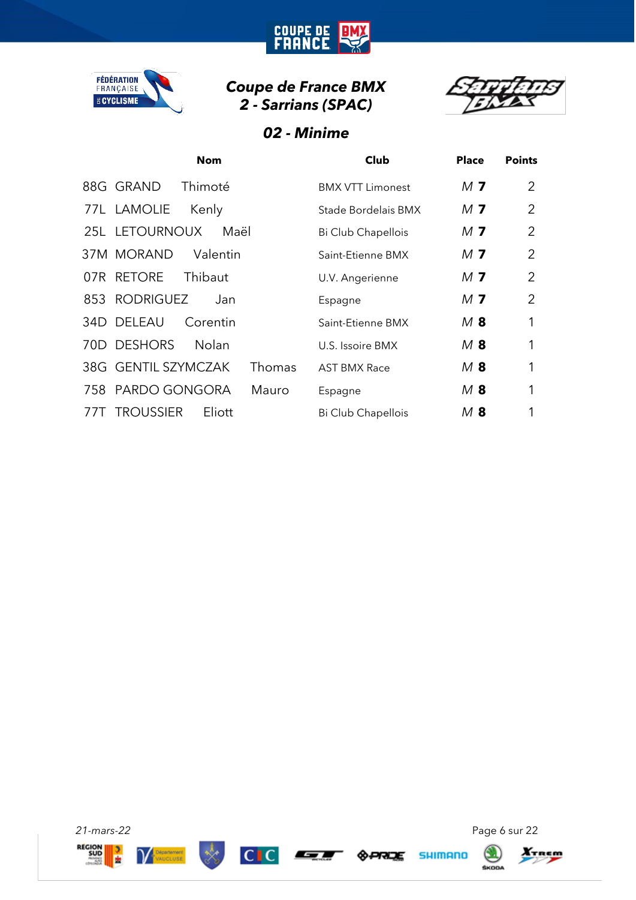# Coupe de France BMX
# 2 - Sarrians (SPAC)

## 02 - Minime

| | Nom | | Club | Place | Points |
|---|---|---|---|---|---|
| 88G | GRAND | Thimoté | BMX VTT Limonest | *M* **7** | 2 |
| 77L | LAMOLIE | Kenly | Stade Bordelais BMX | *M* **7** | 2 |
| 25L | LETOURNOUX | Maël | Bi Club Chapellois | *M* **7** | 2 |
| 37M | MORAND | Valentin | Saint-Etienne BMX | *M* **7** | 2 |
| 07R | RETORE | Thibaut | U.V. Angerienne | *M* **7** | 2 |
| 853 | RODRIGUEZ | Jan | Espagne | *M* **7** | 2 |
| 34D | DELEAU | Corentin | Saint-Etienne BMX | *M* **8** | 1 |
| 70D | DESHORS | Nolan | U.S. Issoire BMX | *M* **8** | 1 |
| 38G | GENTIL SZYMCZAK | Thomas | AST BMX Race | *M* **8** | 1 |
| 758 | PARDO GONGORA | Mauro | Espagne | *M* **8** | 1 |
| 77T | TROUSSIER | Eliott | Bi Club Chapellois | *M* **8** | 1 |

*21-mars-22*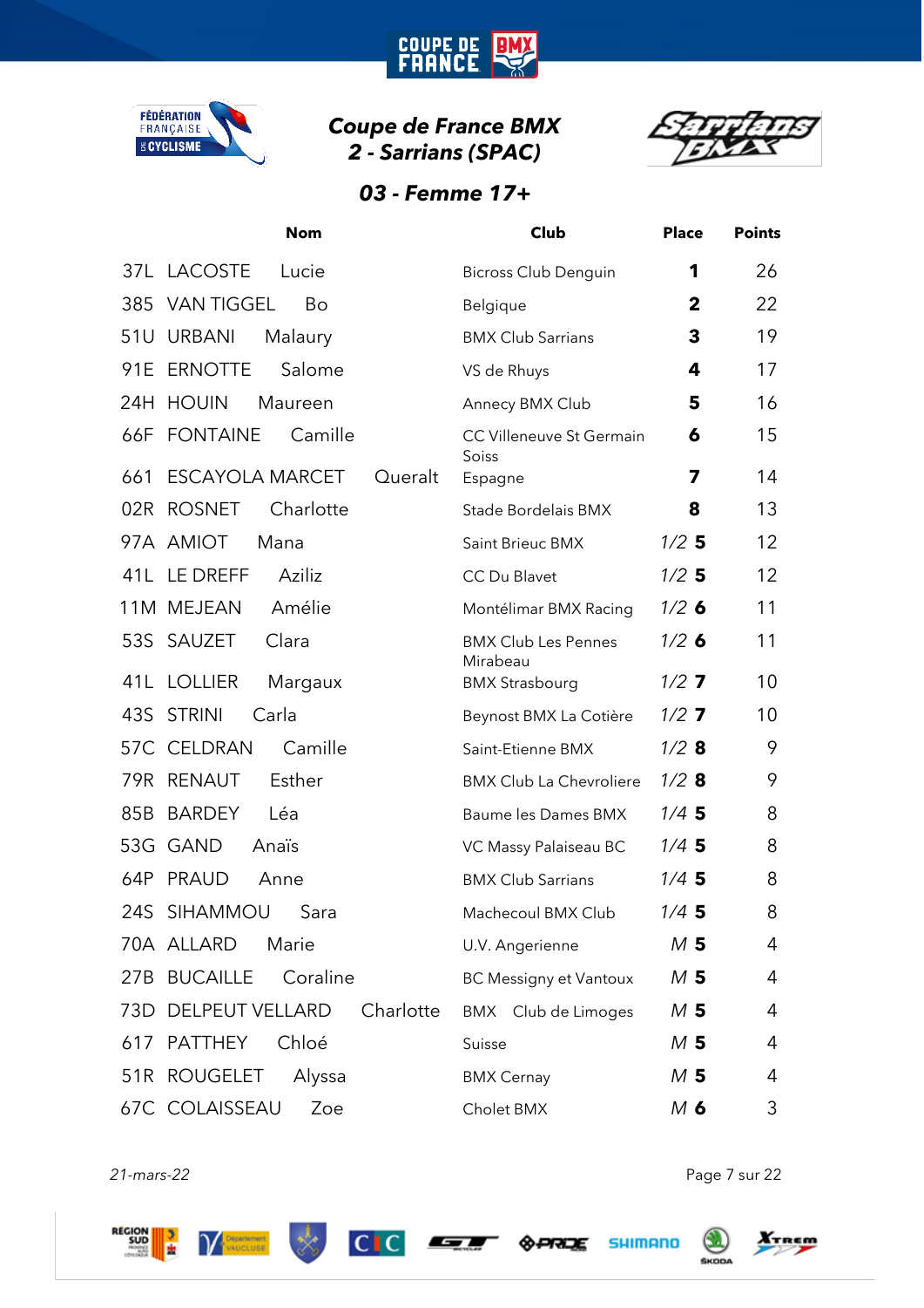# Coupe de France BMX
## 2 - Sarrians (SPAC)

### 03 - Femme 17+

| | Nom | | Club | Place | Points |
|---|---|---|---|---|---|
| 37L | LACOSTE | Lucie | Bicross Club Denguin | **1** | 26 |
| 385 | VAN TIGGEL | Bo | Belgique | **2** | 22 |
| 51U | URBANI | Malaury | BMX Club Sarrians | **3** | 19 |
| 91E | ERNOTTE | Salome | VS de Rhuys | **4** | 17 |
| 24H | HOUIN | Maureen | Annecy BMX Club | **5** | 16 |
| 66F | FONTAINE | Camille | CC Villeneuve St Germain Soiss | **6** | 15 |
| 661 | ESCAYOLA MARCET | Queralt | Espagne | **7** | 14 |
| 02R | ROSNET | Charlotte | Stade Bordelais BMX | **8** | 13 |
| 97A | AMIOT | Mana | Saint Brieuc BMX | *1/2* **5** | 12 |
| 41L | LE DREFF | Aziliz | CC Du Blavet | *1/2* **5** | 12 |
| 11M | MEJEAN | Amélie | Montélimar BMX Racing | *1/2* **6** | 11 |
| 53S | SAUZET | Clara | BMX Club Les Pennes Mirabeau | *1/2* **6** | 11 |
| 41L | LOLLIER | Margaux | BMX Strasbourg | *1/2* **7** | 10 |
| 43S | STRINI | Carla | Beynost BMX La Cotière | *1/2* **7** | 10 |
| 57C | CELDRAN | Camille | Saint-Etienne BMX | *1/2* **8** | 9 |
| 79R | RENAUT | Esther | BMX Club La Chevroliere | *1/2* **8** | 9 |
| 85B | BARDEY | Léa | Baume les Dames BMX | *1/4* **5** | 8 |
| 53G | GAND | Anaïs | VC Massy Palaiseau BC | *1/4* **5** | 8 |
| 64P | PRAUD | Anne | BMX Club Sarrians | *1/4* **5** | 8 |
| 24S | SIHAMMOU | Sara | Machecoul BMX Club | *1/4* **5** | 8 |
| 70A | ALLARD | Marie | U.V. Angerienne | *M* **5** | 4 |
| 27B | BUCAILLE | Coraline | BC Messigny et Vantoux | *M* **5** | 4 |
| 73D | DELPEUT VELLARD | Charlotte | BMX Club de Limoges | *M* **5** | 4 |
| 617 | PATTHEY | Chloé | Suisse | *M* **5** | 4 |
| 51R | ROUGELET | Alyssa | BMX Cernay | *M* **5** | 4 |
| 67C | COLAISSEAU | Zoe | Cholet BMX | *M* **6** | 3 |

*21-mars-22*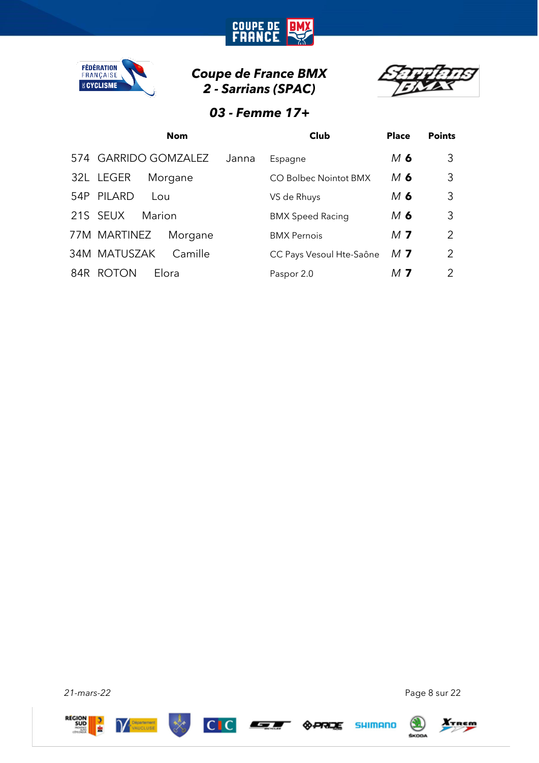# Coupe de France BMX
## 2 - Sarrians (SPAC)

### 03 - Femme 17+

| | Nom | | Club | Place | Points |
|---|---|---|---|---|---|
| 574 | GARRIDO GOMZALEZ | Janna | Espagne | M **6** | 3 |
| 32L | LEGER | Morgane | CO Bolbec Nointot BMX | M **6** | 3 |
| 54P | PILARD | Lou | VS de Rhuys | M **6** | 3 |
| 21S | SEUX | Marion | BMX Speed Racing | M **6** | 3 |
| 77M | MARTINEZ | Morgane | BMX Pernois | M **7** | 2 |
| 34M | MATUSZAK | Camille | CC Pays Vesoul Hte-Saône | M **7** | 2 |
| 84R | ROTON | Elora | Paspor 2.0 | M **7** | 2 |

*21-mars-22*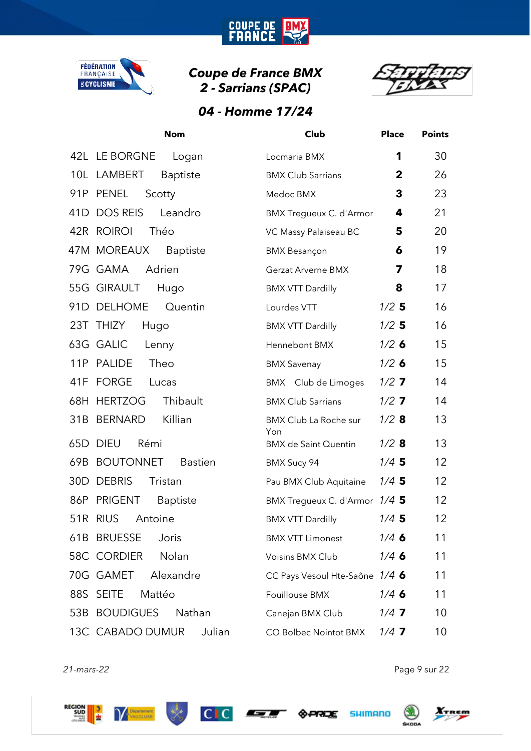# Coupe de France BMX
## 2 - Sarrians (SPAC)

### 04 - Homme 17/24

| | Nom | | Club | Place | Points |
|---|---|---|---|---|---|
| 42L | LE BORGNE | Logan | Locmaria BMX | **1** | 30 |
| 10L | LAMBERT | Baptiste | BMX Club Sarrians | **2** | 26 |
| 91P | PENEL | Scotty | Medoc BMX | **3** | 23 |
| 41D | DOS REIS | Leandro | BMX Tregueux C. d'Armor | **4** | 21 |
| 42R | ROIROI | Théo | VC Massy Palaiseau BC | **5** | 20 |
| 47M | MOREAUX | Baptiste | BMX Besançon | **6** | 19 |
| 79G | GAMA | Adrien | Gerzat Arverne BMX | **7** | 18 |
| 55G | GIRAULT | Hugo | BMX VTT Dardilly | **8** | 17 |
| 91D | DELHOME | Quentin | Lourdes VTT | *1/2* **5** | 16 |
| 23T | THIZY | Hugo | BMX VTT Dardilly | *1/2* **5** | 16 |
| 63G | GALIC | Lenny | Hennebont BMX | *1/2* **6** | 15 |
| 11P | PALIDE | Theo | BMX Savenay | *1/2* **6** | 15 |
| 41F | FORGE | Lucas | BMX Club de Limoges | *1/2* **7** | 14 |
| 68H | HERTZOG | Thibault | BMX Club Sarrians | *1/2* **7** | 14 |
| 31B | BERNARD | Killian | BMX Club La Roche sur Yon | *1/2* **8** | 13 |
| 65D | DIEU | Rémi | BMX de Saint Quentin | *1/2* **8** | 13 |
| 69B | BOUTONNET | Bastien | BMX Sucy 94 | *1/4* **5** | 12 |
| 30D | DEBRIS | Tristan | Pau BMX Club Aquitaine | *1/4* **5** | 12 |
| 86P | PRIGENT | Baptiste | BMX Tregueux C. d'Armor | *1/4* **5** | 12 |
| 51R | RIUS | Antoine | BMX VTT Dardilly | *1/4* **5** | 12 |
| 61B | BRUESSE | Joris | BMX VTT Limonest | *1/4* **6** | 11 |
| 58C | CORDIER | Nolan | Voisins BMX Club | *1/4* **6** | 11 |
| 70G | GAMET | Alexandre | CC Pays Vesoul Hte-Saône | *1/4* **6** | 11 |
| 88S | SEITE | Mattéo | Fouillouse BMX | *1/4* **6** | 11 |
| 53B | BOUDIGUES | Nathan | Canejan BMX Club | *1/4* **7** | 10 |
| 13C | CABADO DUMUR | Julian | CO Bolbec Nointot BMX | *1/4* **7** | 10 |

*21-mars-22*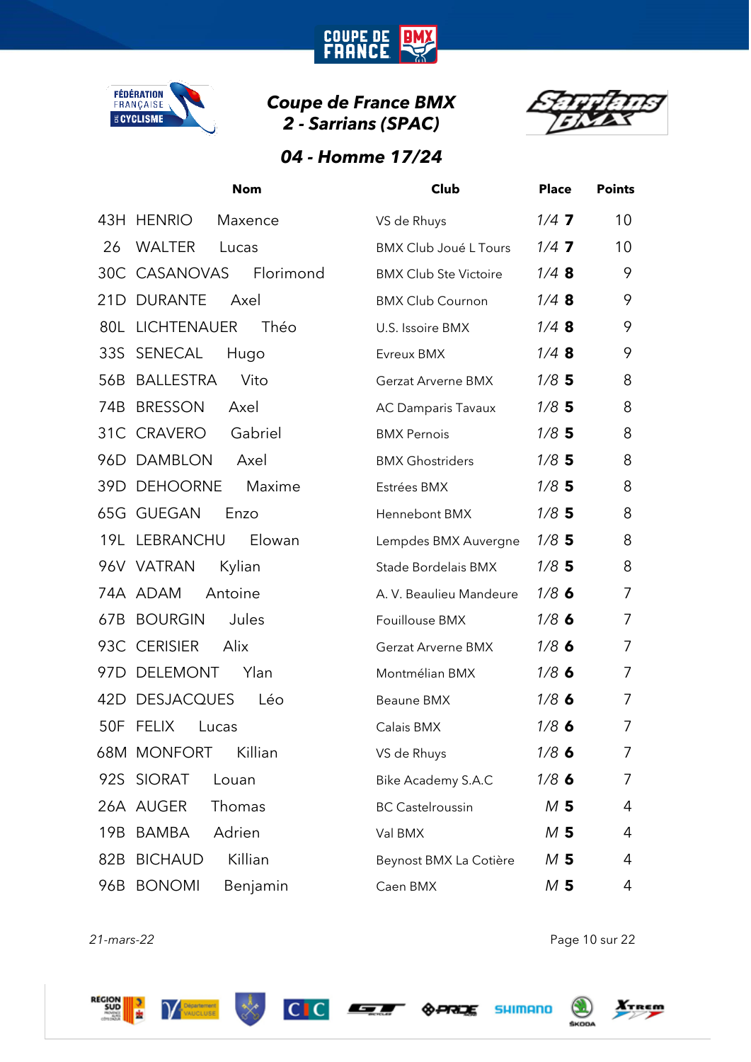# Coupe de France BMX
## 2 - Sarrians (SPAC)

### 04 - Homme 17/24

| | Nom | | Club | Place | Points |
|---|---|---|---|---|---|
| 43H | HENRIO | Maxence | VS de Rhuys | *1/4* **7** | 10 |
| 26 | WALTER | Lucas | BMX Club Joué L Tours | *1/4* **7** | 10 |
| 30C | CASANOVAS | Florimond | BMX Club Ste Victoire | *1/4* **8** | 9 |
| 21D | DURANTE | Axel | BMX Club Cournon | *1/4* **8** | 9 |
| 80L | LICHTENAUER | Théo | U.S. Issoire BMX | *1/4* **8** | 9 |
| 33S | SENECAL | Hugo | Evreux BMX | *1/4* **8** | 9 |
| 56B | BALLESTRA | Vito | Gerzat Arverne BMX | *1/8* **5** | 8 |
| 74B | BRESSON | Axel | AC Damparis Tavaux | *1/8* **5** | 8 |
| 31C | CRAVERO | Gabriel | BMX Pernois | *1/8* **5** | 8 |
| 96D | DAMBLON | Axel | BMX Ghostriders | *1/8* **5** | 8 |
| 39D | DEHOORNE | Maxime | Estrées BMX | *1/8* **5** | 8 |
| 65G | GUEGAN | Enzo | Hennebont BMX | *1/8* **5** | 8 |
| 19L | LEBRANCHU | Elowan | Lempdes BMX Auvergne | *1/8* **5** | 8 |
| 96V | VATRAN | Kylian | Stade Bordelais BMX | *1/8* **5** | 8 |
| 74A | ADAM | Antoine | A. V. Beaulieu Mandeure | *1/8* **6** | 7 |
| 67B | BOURGIN | Jules | Fouillouse BMX | *1/8* **6** | 7 |
| 93C | CERISIER | Alix | Gerzat Arverne BMX | *1/8* **6** | 7 |
| 97D | DELEMONT | Ylan | Montmélian BMX | *1/8* **6** | 7 |
| 42D | DESJACQUES | Léo | Beaune BMX | *1/8* **6** | 7 |
| 50F | FELIX | Lucas | Calais BMX | *1/8* **6** | 7 |
| 68M | MONFORT | Killian | VS de Rhuys | *1/8* **6** | 7 |
| 92S | SIORAT | Louan | Bike Academy S.A.C | *1/8* **6** | 7 |
| 26A | AUGER | Thomas | BC Castelroussin | *M* **5** | 4 |
| 19B | BAMBA | Adrien | Val BMX | *M* **5** | 4 |
| 82B | BICHAUD | Killian | Beynost BMX La Cotière | *M* **5** | 4 |
| 96B | BONOMI | Benjamin | Caen BMX | *M* **5** | 4 |

*21-mars-22*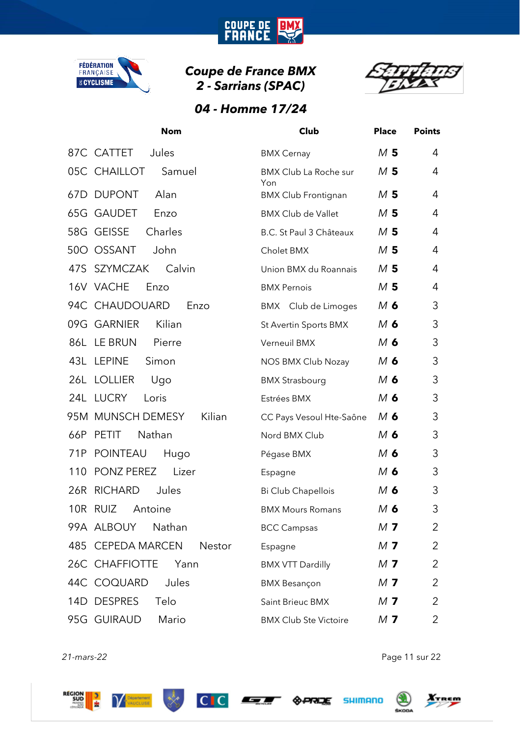# Coupe de France BMX
## 2 - Sarrians (SPAC)

### 04 - Homme 17/24

| | Nom | | Club | Place | Points |
|---|---|---|---|---|---|
| 87C | CATTET | Jules | BMX Cernay | *M* **5** | 4 |
| 05C | CHAILLOT | Samuel | BMX Club La Roche sur Yon | *M* **5** | 4 |
| 67D | DUPONT | Alan | BMX Club Frontignan | *M* **5** | 4 |
| 65G | GAUDET | Enzo | BMX Club de Vallet | *M* **5** | 4 |
| 58G | GEISSE | Charles | B.C. St Paul 3 Châteaux | *M* **5** | 4 |
| 50O | OSSANT | John | Cholet BMX | *M* **5** | 4 |
| 47S | SZYMCZAK | Calvin | Union BMX du Roannais | *M* **5** | 4 |
| 16V | VACHE | Enzo | BMX Pernois | *M* **5** | 4 |
| 94C | CHAUDOUARD | Enzo | BMX Club de Limoges | *M* **6** | 3 |
| 09G | GARNIER | Kilian | St Avertin Sports BMX | *M* **6** | 3 |
| 86L | LE BRUN | Pierre | Verneuil BMX | *M* **6** | 3 |
| 43L | LEPINE | Simon | NOS BMX Club Nozay | *M* **6** | 3 |
| 26L | LOLLIER | Ugo | BMX Strasbourg | *M* **6** | 3 |
| 24L | LUCRY | Loris | Estrées BMX | *M* **6** | 3 |
| 95M | MUNSCH DEMESY | Kilian | CC Pays Vesoul Hte-Saône | *M* **6** | 3 |
| 66P | PETIT | Nathan | Nord BMX Club | *M* **6** | 3 |
| 71P | POINTEAU | Hugo | Pégase BMX | *M* **6** | 3 |
| 110 | PONZ PEREZ | Lizer | Espagne | *M* **6** | 3 |
| 26R | RICHARD | Jules | Bi Club Chapellois | *M* **6** | 3 |
| 10R | RUIZ | Antoine | BMX Mours Romans | *M* **6** | 3 |
| 99A | ALBOUY | Nathan | BCC Campsas | *M* **7** | 2 |
| 485 | CEPEDA MARCEN | Nestor | Espagne | *M* **7** | 2 |
| 26C | CHAFFIOTTE | Yann | BMX VTT Dardilly | *M* **7** | 2 |
| 44C | COQUARD | Jules | BMX Besançon | *M* **7** | 2 |
| 14D | DESPRES | Telo | Saint Brieuc BMX | *M* **7** | 2 |
| 95G | GUIRAUD | Mario | BMX Club Ste Victoire | *M* **7** | 2 |

*21-mars-22*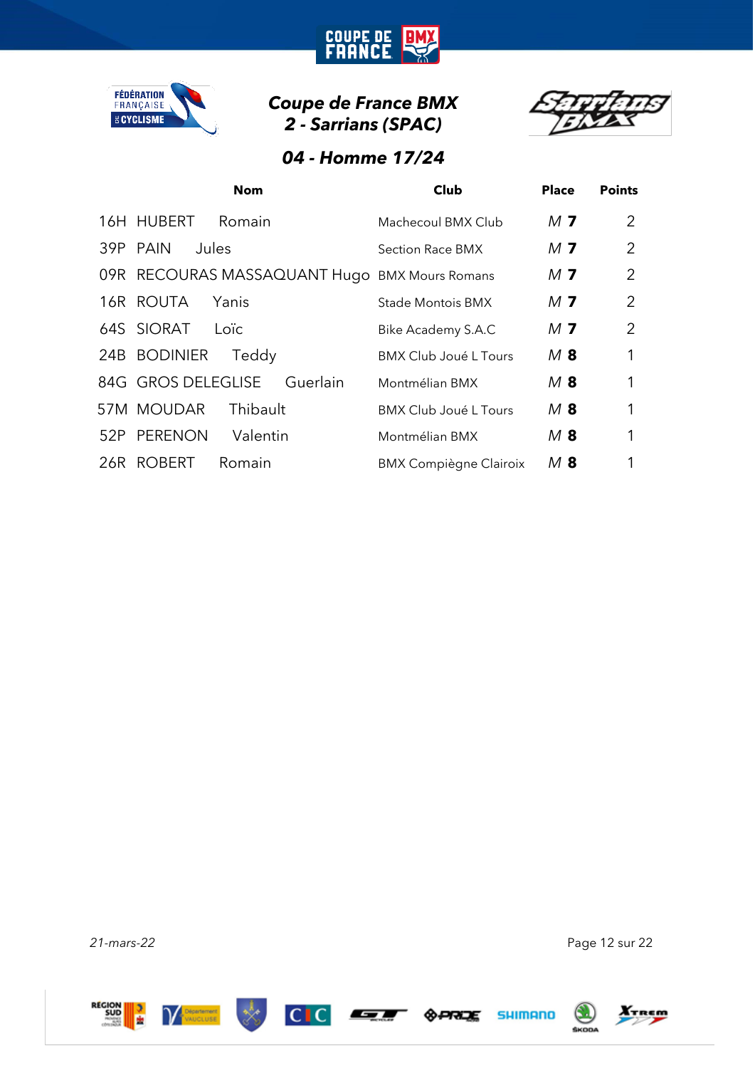# Coupe de France BMX
## 2 - Sarrians (SPAC)

### 04 - Homme 17/24

| | Nom | | Club | Place | Points |
|---|---|---|---|---|---|
| 16H | HUBERT | Romain | Machecoul BMX Club | *M* **7** | 2 |
| 39P | PAIN | Jules | Section Race BMX | *M* **7** | 2 |
| 09R | RECOURAS MASSAQUANT | Hugo | BMX Mours Romans | *M* **7** | 2 |
| 16R | ROUTA | Yanis | Stade Montois BMX | *M* **7** | 2 |
| 64S | SIORAT | Loïc | Bike Academy S.A.C | *M* **7** | 2 |
| 24B | BODINIER | Teddy | BMX Club Joué L Tours | *M* **8** | 1 |
| 84G | GROS DELEGLISE | Guerlain | Montmélian BMX | *M* **8** | 1 |
| 57M | MOUDAR | Thibault | BMX Club Joué L Tours | *M* **8** | 1 |
| 52P | PERENON | Valentin | Montmélian BMX | *M* **8** | 1 |
| 26R | ROBERT | Romain | BMX Compiègne Clairoix | *M* **8** | 1 |

*21-mars-22*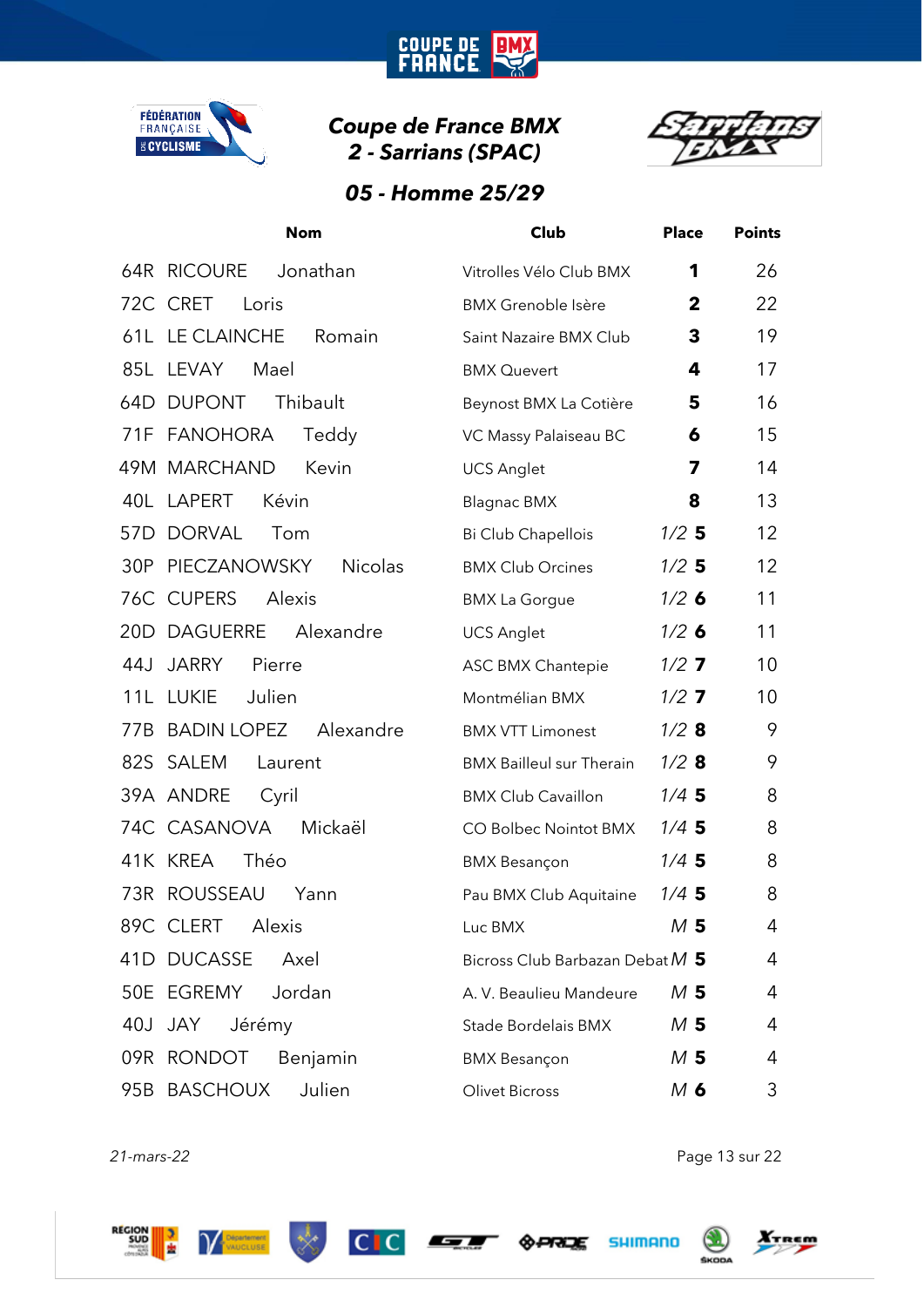# Coupe de France BMX
## 2 - Sarrians (SPAC)

### 05 - Homme 25/29

| | Nom | | Club | Place | Points |
|---|---|---|---|---|---|
| 64R | RICOURE | Jonathan | Vitrolles Vélo Club BMX | **1** | 26 |
| 72C | CRET | Loris | BMX Grenoble Isère | **2** | 22 |
| 61L | LE CLAINCHE | Romain | Saint Nazaire BMX Club | **3** | 19 |
| 85L | LEVAY | Mael | BMX Quevert | **4** | 17 |
| 64D | DUPONT | Thibault | Beynost BMX La Cotière | **5** | 16 |
| 71F | FANOHORA | Teddy | VC Massy Palaiseau BC | **6** | 15 |
| 49M | MARCHAND | Kevin | UCS Anglet | **7** | 14 |
| 40L | LAPERT | Kévin | Blagnac BMX | **8** | 13 |
| 57D | DORVAL | Tom | Bi Club Chapellois | *1/2* **5** | 12 |
| 30P | PIECZANOWSKY | Nicolas | BMX Club Orcines | *1/2* **5** | 12 |
| 76C | CUPERS | Alexis | BMX La Gorgue | *1/2* **6** | 11 |
| 20D | DAGUERRE | Alexandre | UCS Anglet | *1/2* **6** | 11 |
| 44J | JARRY | Pierre | ASC BMX Chantepie | *1/2* **7** | 10 |
| 11L | LUKIE | Julien | Montmélian BMX | *1/2* **7** | 10 |
| 77B | BADIN LOPEZ | Alexandre | BMX VTT Limonest | *1/2* **8** | 9 |
| 82S | SALEM | Laurent | BMX Bailleul sur Therain | *1/2* **8** | 9 |
| 39A | ANDRE | Cyril | BMX Club Cavaillon | *1/4* **5** | 8 |
| 74C | CASANOVA | Mickaël | CO Bolbec Nointot BMX | *1/4* **5** | 8 |
| 41K | KREA | Théo | BMX Besançon | *1/4* **5** | 8 |
| 73R | ROUSSEAU | Yann | Pau BMX Club Aquitaine | *1/4* **5** | 8 |
| 89C | CLERT | Alexis | Luc BMX | *M* **5** | 4 |
| 41D | DUCASSE | Axel | Bicross Club Barbazan Debat | *M* **5** | 4 |
| 50E | EGREMY | Jordan | A. V. Beaulieu Mandeure | *M* **5** | 4 |
| 40J | JAY | Jérémy | Stade Bordelais BMX | *M* **5** | 4 |
| 09R | RONDOT | Benjamin | BMX Besançon | *M* **5** | 4 |
| 95B | BASCHOUX | Julien | Olivet Bicross | *M* **6** | 3 |

*21-mars-22*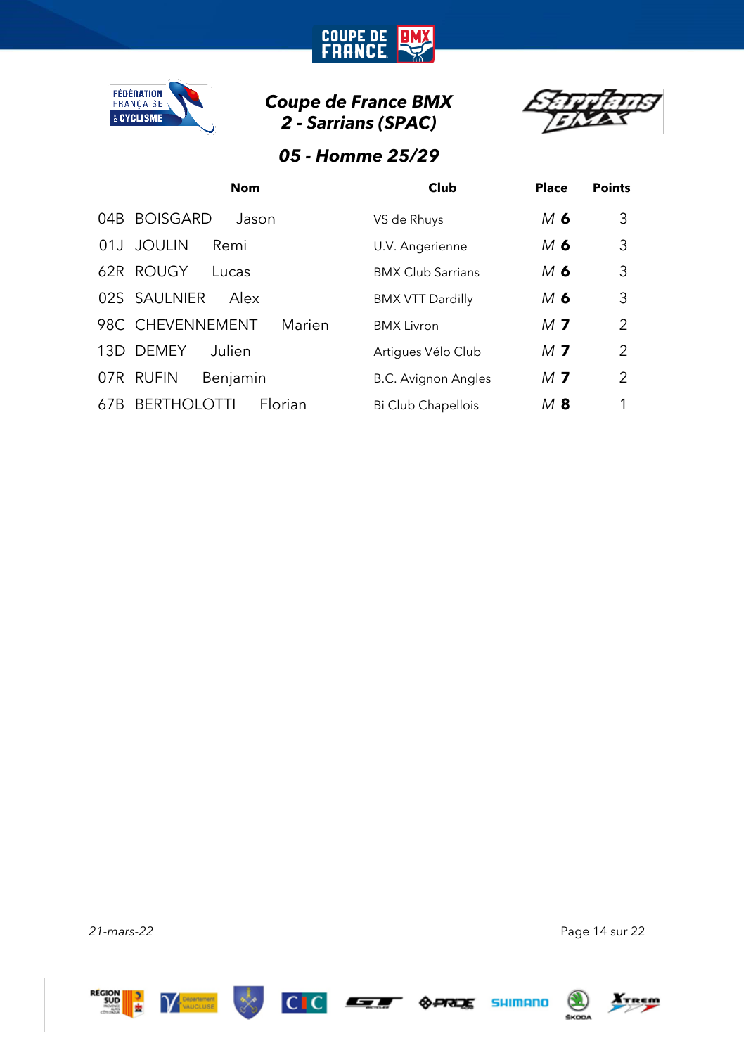# Coupe de France BMX
## 2 - Sarrians (SPAC)

### 05 - Homme 25/29

| | Nom | | Club | Place | Points |
|---|---|---|---|---|---|
| 04B | BOISGARD | Jason | VS de Rhuys | M **6** | 3 |
| 01J | JOULIN | Remi | U.V. Angerienne | M **6** | 3 |
| 62R | ROUGY | Lucas | BMX Club Sarrians | M **6** | 3 |
| 02S | SAULNIER | Alex | BMX VTT Dardilly | M **6** | 3 |
| 98C | CHEVENNEMENT | Marien | BMX Livron | M **7** | 2 |
| 13D | DEMEY | Julien | Artigues Vélo Club | M **7** | 2 |
| 07R | RUFIN | Benjamin | B.C. Avignon Angles | M **7** | 2 |
| 67B | BERTHOLOTTI | Florian | Bi Club Chapellois | M **8** | 1 |

*21-mars-22*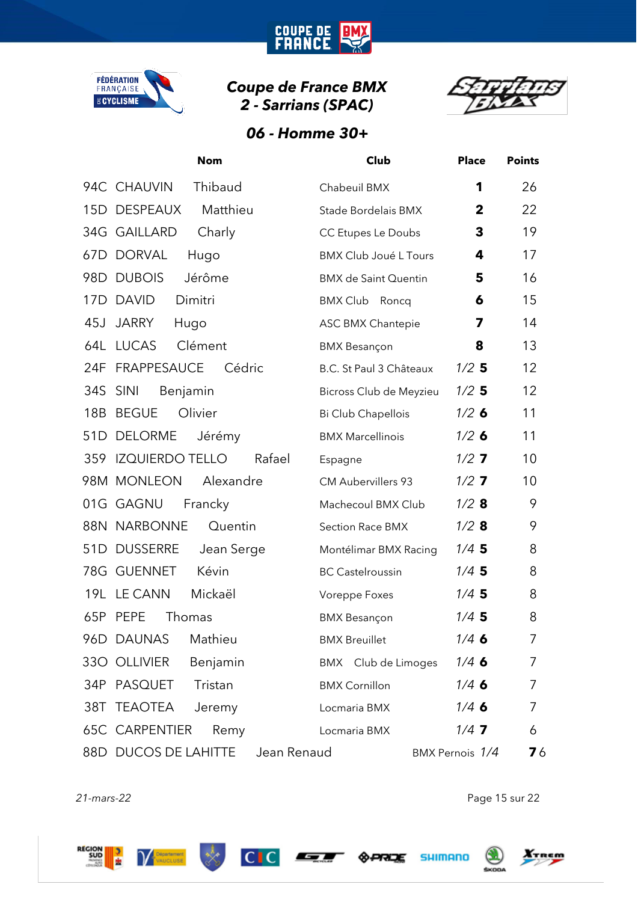# Coupe de France BMX
## 2 - Sarrians (SPAC)

## 06 - Homme 30+

| | Nom | | Club | Place | Points |
|---|---|---|---|---|---|
| 94C | CHAUVIN | Thibaud | Chabeuil BMX | **1** | 26 |
| 15D | DESPEAUX | Matthieu | Stade Bordelais BMX | **2** | 22 |
| 34G | GAILLARD | Charly | CC Etupes Le Doubs | **3** | 19 |
| 67D | DORVAL | Hugo | BMX Club Joué L Tours | **4** | 17 |
| 98D | DUBOIS | Jérôme | BMX de Saint Quentin | **5** | 16 |
| 17D | DAVID | Dimitri | BMX Club Roncq | **6** | 15 |
| 45J | JARRY | Hugo | ASC BMX Chantepie | **7** | 14 |
| 64L | LUCAS | Clément | BMX Besançon | **8** | 13 |
| 24F | FRAPPESAUCE | Cédric | B.C. St Paul 3 Châteaux | *1/2* **5** | 12 |
| 34S | SINI | Benjamin | Bicross Club de Meyzieu | *1/2* **5** | 12 |
| 18B | BEGUE | Olivier | Bi Club Chapellois | *1/2* **6** | 11 |
| 51D | DELORME | Jérémy | BMX Marcellinois | *1/2* **6** | 11 |
| 359 | IZQUIERDO TELLO | Rafael | Espagne | *1/2* **7** | 10 |
| 98M | MONLEON | Alexandre | CM Aubervillers 93 | *1/2* **7** | 10 |
| 01G | GAGNU | Francky | Machecoul BMX Club | *1/2* **8** | 9 |
| 88N | NARBONNE | Quentin | Section Race BMX | *1/2* **8** | 9 |
| 51D | DUSSERRE | Jean Serge | Montélimar BMX Racing | *1/4* **5** | 8 |
| 78G | GUENNET | Kévin | BC Castelroussin | *1/4* **5** | 8 |
| 19L | LE CANN | Mickaël | Voreppe Foxes | *1/4* **5** | 8 |
| 65P | PEPE | Thomas | BMX Besançon | *1/4* **5** | 8 |
| 96D | DAUNAS | Mathieu | BMX Breuillet | *1/4* **6** | 7 |
| 33O | OLLIVIER | Benjamin | BMX Club de Limoges | *1/4* **6** | 7 |
| 34P | PASQUET | Tristan | BMX Cornillon | *1/4* **6** | 7 |
| 38T | TEAOTEA | Jeremy | Locmaria BMX | *1/4* **6** | 7 |
| 65C | CARPENTIER | Remy | Locmaria BMX | *1/4* **7** | 6 |
| 88D | DUCOS DE LAHITTE | Jean Renaud | BMX Pernois | *1/4* **7** | 6 |

*21-mars-22*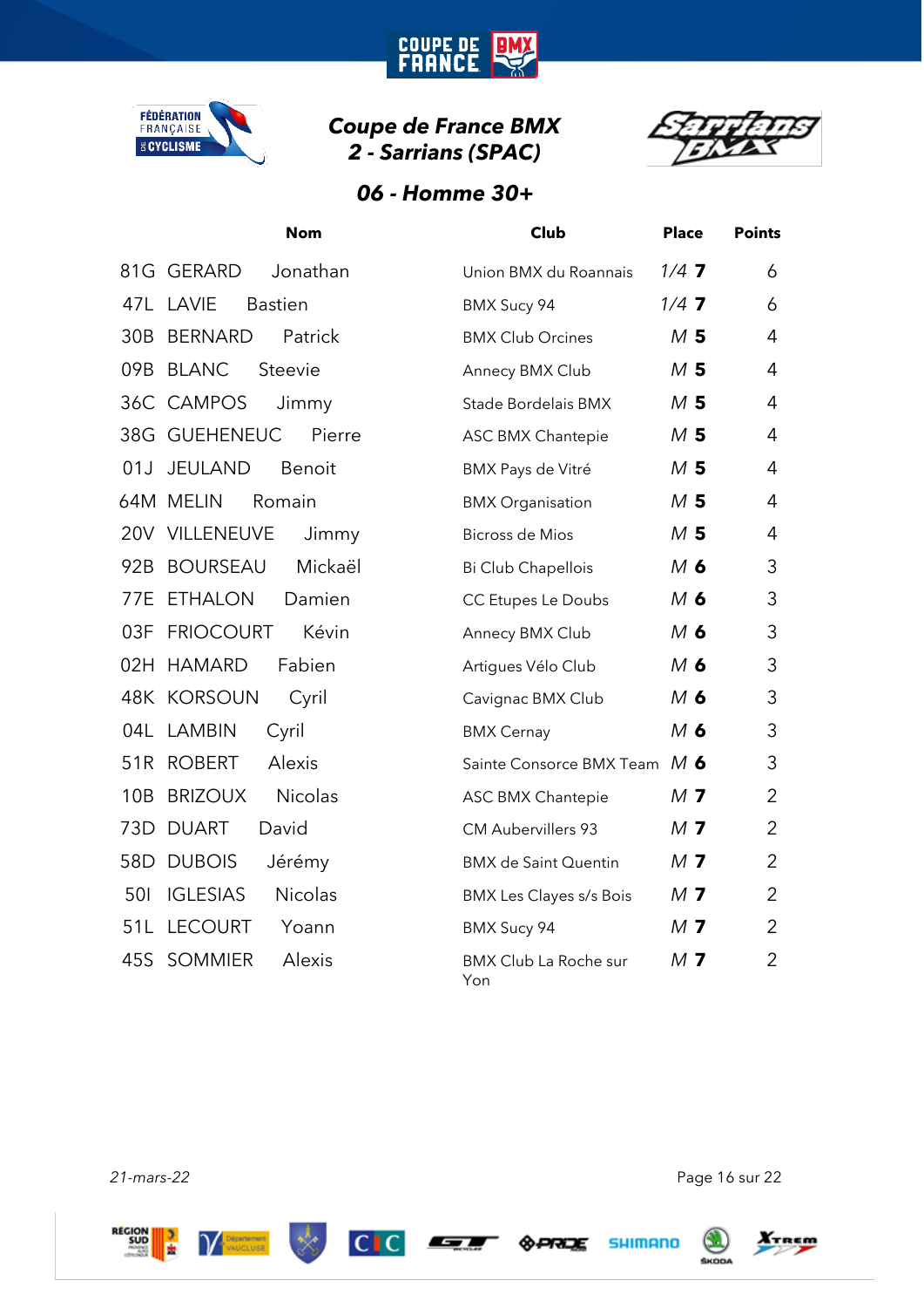# Coupe de France BMX
## 2 - Sarrians (SPAC)

### 06 - Homme 30+

| | Nom | | Club | Place | Points |
|---|---|---|---|---|---|
| 81G | GERARD | Jonathan | Union BMX du Roannais | *1/4* **7** | 6 |
| 47L | LAVIE | Bastien | BMX Sucy 94 | *1/4* **7** | 6 |
| 30B | BERNARD | Patrick | BMX Club Orcines | *M* **5** | 4 |
| 09B | BLANC | Steevie | Annecy BMX Club | *M* **5** | 4 |
| 36C | CAMPOS | Jimmy | Stade Bordelais BMX | *M* **5** | 4 |
| 38G | GUEHENEUC | Pierre | ASC BMX Chantepie | *M* **5** | 4 |
| 01J | JEULAND | Benoit | BMX Pays de Vitré | *M* **5** | 4 |
| 64M | MELIN | Romain | BMX Organisation | *M* **5** | 4 |
| 20V | VILLENEUVE | Jimmy | Bicross de Mios | *M* **5** | 4 |
| 92B | BOURSEAU | Mickaël | Bi Club Chapellois | *M* **6** | 3 |
| 77E | ETHALON | Damien | CC Etupes Le Doubs | *M* **6** | 3 |
| 03F | FRIOCOURT | Kévin | Annecy BMX Club | *M* **6** | 3 |
| 02H | HAMARD | Fabien | Artigues Vélo Club | *M* **6** | 3 |
| 48K | KORSOUN | Cyril | Cavignac BMX Club | *M* **6** | 3 |
| 04L | LAMBIN | Cyril | BMX Cernay | *M* **6** | 3 |
| 51R | ROBERT | Alexis | Sainte Consorce BMX Team | *M* **6** | 3 |
| 10B | BRIZOUX | Nicolas | ASC BMX Chantepie | *M* **7** | 2 |
| 73D | DUART | David | CM Aubervillers 93 | *M* **7** | 2 |
| 58D | DUBOIS | Jérémy | BMX de Saint Quentin | *M* **7** | 2 |
| 50I | IGLESIAS | Nicolas | BMX Les Clayes s/s Bois | *M* **7** | 2 |
| 51L | LECOURT | Yoann | BMX Sucy 94 | *M* **7** | 2 |
| 45S | SOMMIER | Alexis | BMX Club La Roche sur Yon | *M* **7** | 2 |

*21-mars-22*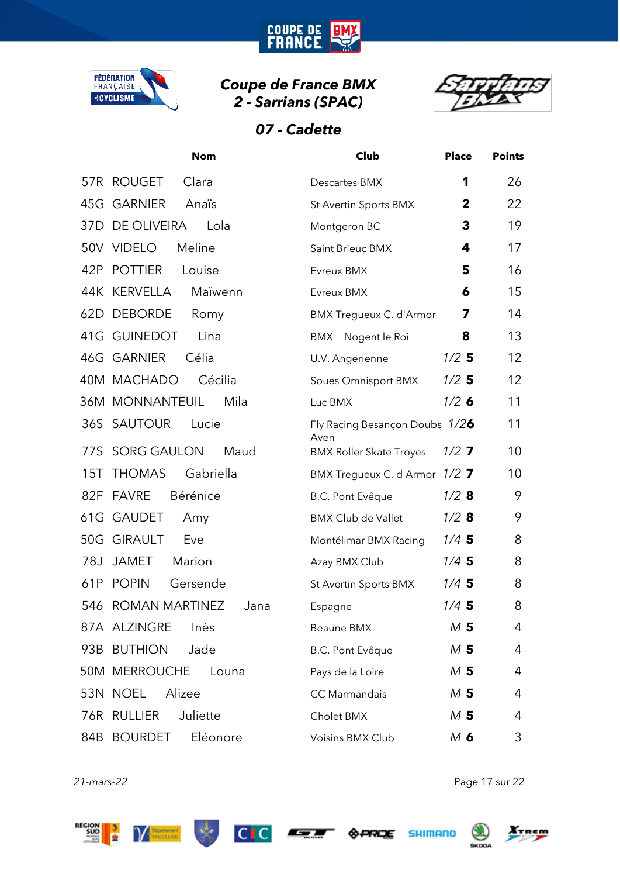# Coupe de France BMX
## 2 - Sarrians (SPAC)

### 07 - Cadette

| | Nom | | Club | Place | Points |
|---|---|---|---|---|---|
| 57R | ROUGET | Clara | Descartes BMX | **1** | 26 |
| 45G | GARNIER | Anaïs | St Avertin Sports BMX | **2** | 22 |
| 37D | DE OLIVEIRA | Lola | Montgeron BC | **3** | 19 |
| 50V | VIDELO | Meline | Saint Brieuc BMX | **4** | 17 |
| 42P | POTTIER | Louise | Evreux BMX | **5** | 16 |
| 44K | KERVELLA | Maïwenn | Evreux BMX | **6** | 15 |
| 62D | DEBORDE | Romy | BMX Tregueux C. d'Armor | **7** | 14 |
| 41G | GUINEDOT | Lina | BMX Nogent le Roi | **8** | 13 |
| 46G | GARNIER | Célia | U.V. Angerienne | *1/2* **5** | 12 |
| 40M | MACHADO | Cécilia | Soues Omnisport BMX | *1/2* **5** | 12 |
| 36M | MONNANTEUIL | Mila | Luc BMX | *1/2* **6** | 11 |
| 36S | SAUTOUR | Lucie | Fly Racing Besançon Doubs Aven | *1/2* **6** | 11 |
| 77S | SORG GAULON | Maud | BMX Roller Skate Troyes | *1/2* **7** | 10 |
| 15T | THOMAS | Gabriella | BMX Tregueux C. d'Armor | *1/2* **7** | 10 |
| 82F | FAVRE | Bérénice | B.C. Pont Evêque | *1/2* **8** | 9 |
| 61G | GAUDET | Amy | BMX Club de Vallet | *1/2* **8** | 9 |
| 50G | GIRAULT | Eve | Montélimar BMX Racing | *1/4* **5** | 8 |
| 78J | JAMET | Marion | Azay BMX Club | *1/4* **5** | 8 |
| 61P | POPIN | Gersende | St Avertin Sports BMX | *1/4* **5** | 8 |
| 546 | ROMAN MARTINEZ | Jana | Espagne | *1/4* **5** | 8 |
| 87A | ALZINGRE | Inès | Beaune BMX | *M* **5** | 4 |
| 93B | BUTHION | Jade | B.C. Pont Evêque | *M* **5** | 4 |
| 50M | MERROUCHE | Louna | Pays de la Loire | *M* **5** | 4 |
| 53N | NOEL | Alizee | CC Marmandais | *M* **5** | 4 |
| 76R | RULLIER | Juliette | Cholet BMX | *M* **5** | 4 |
| 84B | BOURDET | Eléonore | Voisins BMX Club | *M* **6** | 3 |

*21-mars-22*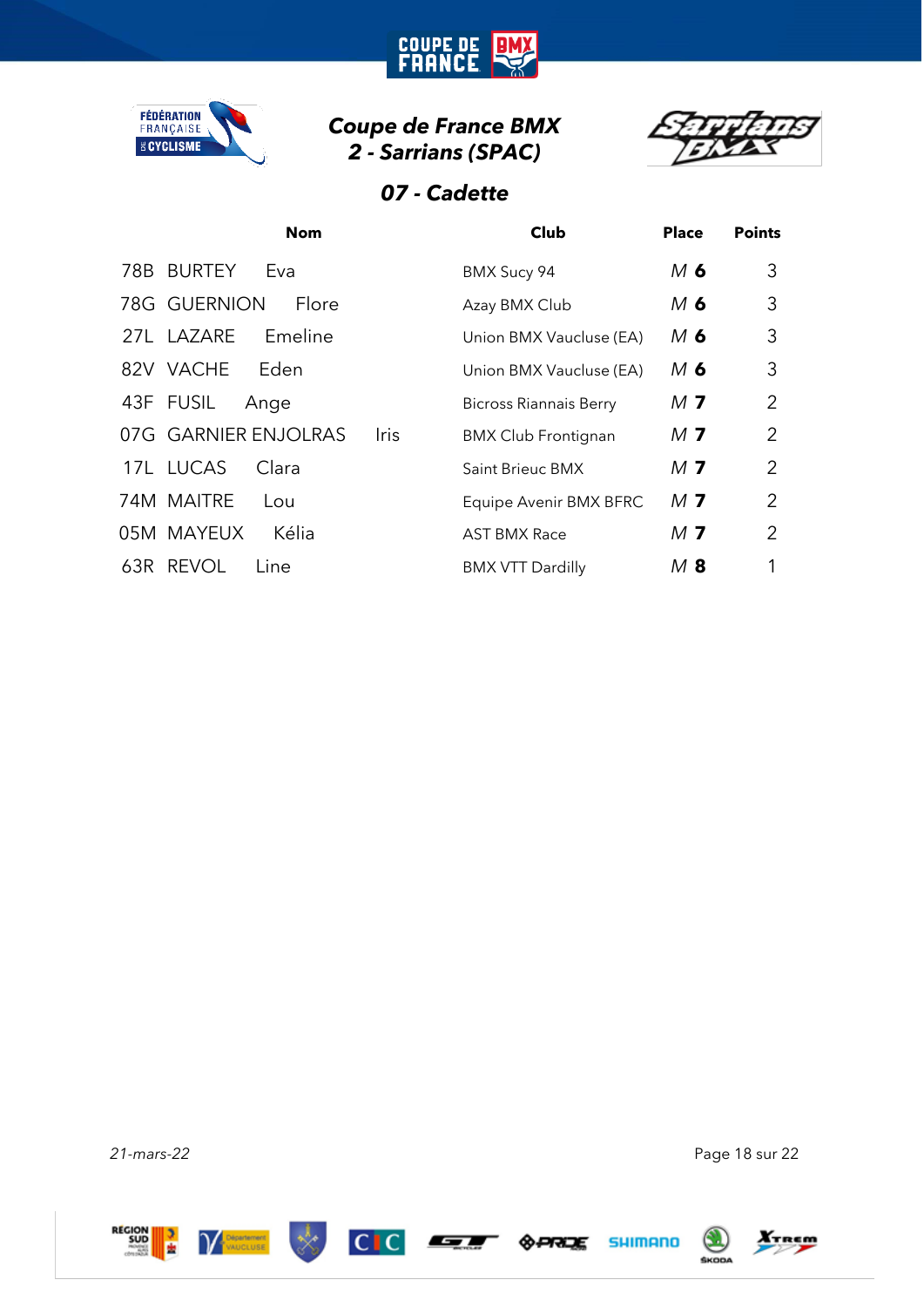# Coupe de France BMX
## 2 - Sarrians (SPAC)

### 07 - Cadette

| | Nom | | Club | Place | Points |
|---|---|---|---|---|---|
| 78B | BURTEY | Eva | BMX Sucy 94 | *M* **6** | 3 |
| 78G | GUERNION | Flore | Azay BMX Club | *M* **6** | 3 |
| 27L | LAZARE | Emeline | Union BMX Vaucluse (EA) | *M* **6** | 3 |
| 82V | VACHE | Eden | Union BMX Vaucluse (EA) | *M* **6** | 3 |
| 43F | FUSIL | Ange | Bicross Riannais Berry | *M* **7** | 2 |
| 07G | GARNIER ENJOLRAS | Iris | BMX Club Frontignan | *M* **7** | 2 |
| 17L | LUCAS | Clara | Saint Brieuc BMX | *M* **7** | 2 |
| 74M | MAITRE | Lou | Equipe Avenir BMX BFRC | *M* **7** | 2 |
| 05M | MAYEUX | Kélia | AST BMX Race | *M* **7** | 2 |
| 63R | REVOL | Line | BMX VTT Dardilly | *M* **8** | 1 |

*21-mars-22*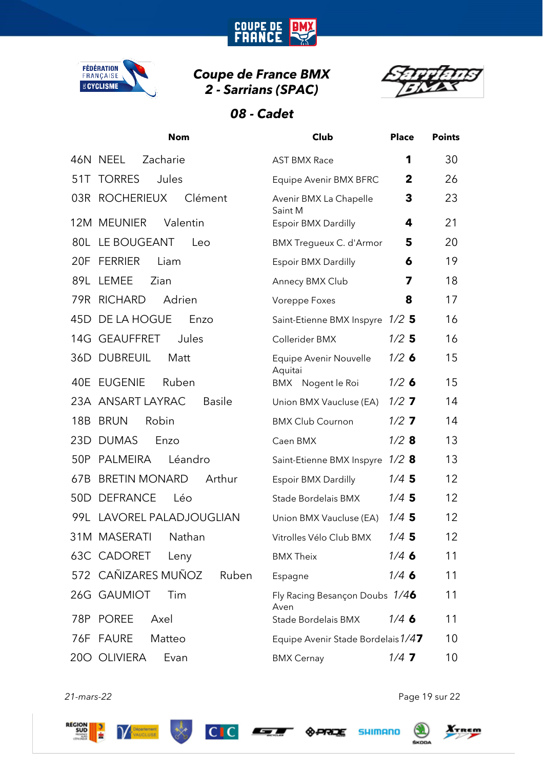# Coupe de France BMX
## 2 - Sarrians (SPAC)

### 08 - Cadet

| | Nom | | Club | Place | Points |
|---|---|---|---|---|---|
| 46N | NEEL | Zacharie | AST BMX Race | **1** | 30 |
| 51T | TORRES | Jules | Equipe Avenir BMX BFRC | **2** | 26 |
| 03R | ROCHERIEUX | Clément | Avenir BMX La Chapelle Saint M | **3** | 23 |
| 12M | MEUNIER | Valentin | Espoir BMX Dardilly | **4** | 21 |
| 80L | LE BOUGEANT | Leo | BMX Tregueux C. d'Armor | **5** | 20 |
| 20F | FERRIER | Liam | Espoir BMX Dardilly | **6** | 19 |
| 89L | LEMEE | Zian | Annecy BMX Club | **7** | 18 |
| 79R | RICHARD | Adrien | Voreppe Foxes | **8** | 17 |
| 45D | DE LA HOGUE | Enzo | Saint-Etienne BMX Inspyre | *1/2* **5** | 16 |
| 14G | GEAUFFRET | Jules | Colleridier BMX | *1/2* **5** | 16 |
| 36D | DUBREUIL | Matt | Equipe Avenir Nouvelle Aquitai | *1/2* **6** | 15 |
| 40E | EUGENIE | Ruben | BMX Nogent le Roi | *1/2* **6** | 15 |
| 23A | ANSART LAYRAC | Basile | Union BMX Vaucluse (EA) | *1/2* **7** | 14 |
| 18B | BRUN | Robin | BMX Club Cournon | *1/2* **7** | 14 |
| 23D | DUMAS | Enzo | Caen BMX | *1/2* **8** | 13 |
| 50P | PALMEIRA | Léandro | Saint-Etienne BMX Inspyre | *1/2* **8** | 13 |
| 67B | BRETIN MONARD | Arthur | Espoir BMX Dardilly | *1/4* **5** | 12 |
| 50D | DEFRANCE | Léo | Stade Bordelais BMX | *1/4* **5** | 12 |
| 99L | LAVOREL PALADJOUGLIAN | | Union BMX Vaucluse (EA) | *1/4* **5** | 12 |
| 31M | MASERATI | Nathan | Vitrolles Vélo Club BMX | *1/4* **5** | 12 |
| 63C | CADORET | Leny | BMX Theix | *1/4* **6** | 11 |
| 572 | CAÑIZARES MUÑOZ | Ruben | Espagne | *1/4* **6** | 11 |
| 26G | GAUMIOT | Tim | Fly Racing Besançon Doubs Aven | *1/4* **6** | 11 |
| 78P | POREE | Axel | Stade Bordelais BMX | *1/4* **6** | 11 |
| 76F | FAURE | Matteo | Equipe Avenir Stade Bordelais | *1/4* **7** | 10 |
| 20O | OLIVIERA | Evan | BMX Cernay | *1/4* **7** | 10 |

*21-mars-22*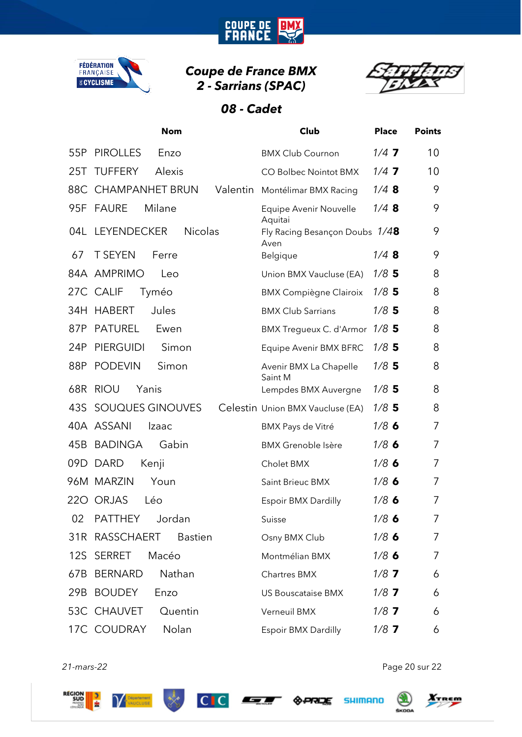# Coupe de France BMX
## 2 - Sarrians (SPAC)

### 08 - Cadet

| | Nom | | Club | Place | Points |
|---|---|---|---|---|---|
| 55P | PIROLLES | Enzo | BMX Club Cournon | *1/4* **7** | 10 |
| 25T | TUFFERY | Alexis | CO Bolbec Nointot BMX | *1/4* **7** | 10 |
| 88C | CHAMPANHET BRUN | Valentin | Montélimar BMX Racing | *1/4* **8** | 9 |
| 95F | FAURE | Milane | Equipe Avenir Nouvelle Aquitai | *1/4* **8** | 9 |
| 04L | LEYENDECKER | Nicolas | Fly Racing Besançon Doubs Aven | *1/4* **8** | 9 |
| 67 | T SEYEN | Ferre | Belgique | *1/4* **8** | 9 |
| 84A | AMPRIMO | Leo | Union BMX Vaucluse (EA) | *1/8* **5** | 8 |
| 27C | CALIF | Tyméo | BMX Compiègne Clairoix | *1/8* **5** | 8 |
| 34H | HABERT | Jules | BMX Club Sarrians | *1/8* **5** | 8 |
| 87P | PATUREL | Ewen | BMX Tregueux C. d'Armor | *1/8* **5** | 8 |
| 24P | PIERGUIDI | Simon | Equipe Avenir BMX BFRC | *1/8* **5** | 8 |
| 88P | PODEVIN | Simon | Avenir BMX La Chapelle Saint M | *1/8* **5** | 8 |
| 68R | RIOU | Yanis | Lempdes BMX Auvergne | *1/8* **5** | 8 |
| 43S | SOUQUES GINOUVES | Celestin | Union BMX Vaucluse (EA) | *1/8* **5** | 8 |
| 40A | ASSANI | Izaac | BMX Pays de Vitré | *1/8* **6** | 7 |
| 45B | BADINGA | Gabin | BMX Grenoble Isère | *1/8* **6** | 7 |
| 09D | DARD | Kenji | Cholet BMX | *1/8* **6** | 7 |
| 96M | MARZIN | Youn | Saint Brieuc BMX | *1/8* **6** | 7 |
| 22O | ORJAS | Léo | Espoir BMX Dardilly | *1/8* **6** | 7 |
| 02 | PATTHEY | Jordan | Suisse | *1/8* **6** | 7 |
| 31R | RASSCHAERT | Bastien | Osny BMX Club | *1/8* **6** | 7 |
| 12S | SERRET | Macéo | Montmélian BMX | *1/8* **6** | 7 |
| 67B | BERNARD | Nathan | Chartres BMX | *1/8* **7** | 6 |
| 29B | BOUDEY | Enzo | US Bouscataise BMX | *1/8* **7** | 6 |
| 53C | CHAUVET | Quentin | Verneuil BMX | *1/8* **7** | 6 |
| 17C | COUDRAY | Nolan | Espoir BMX Dardilly | *1/8* **7** | 6 |

*21-mars-22*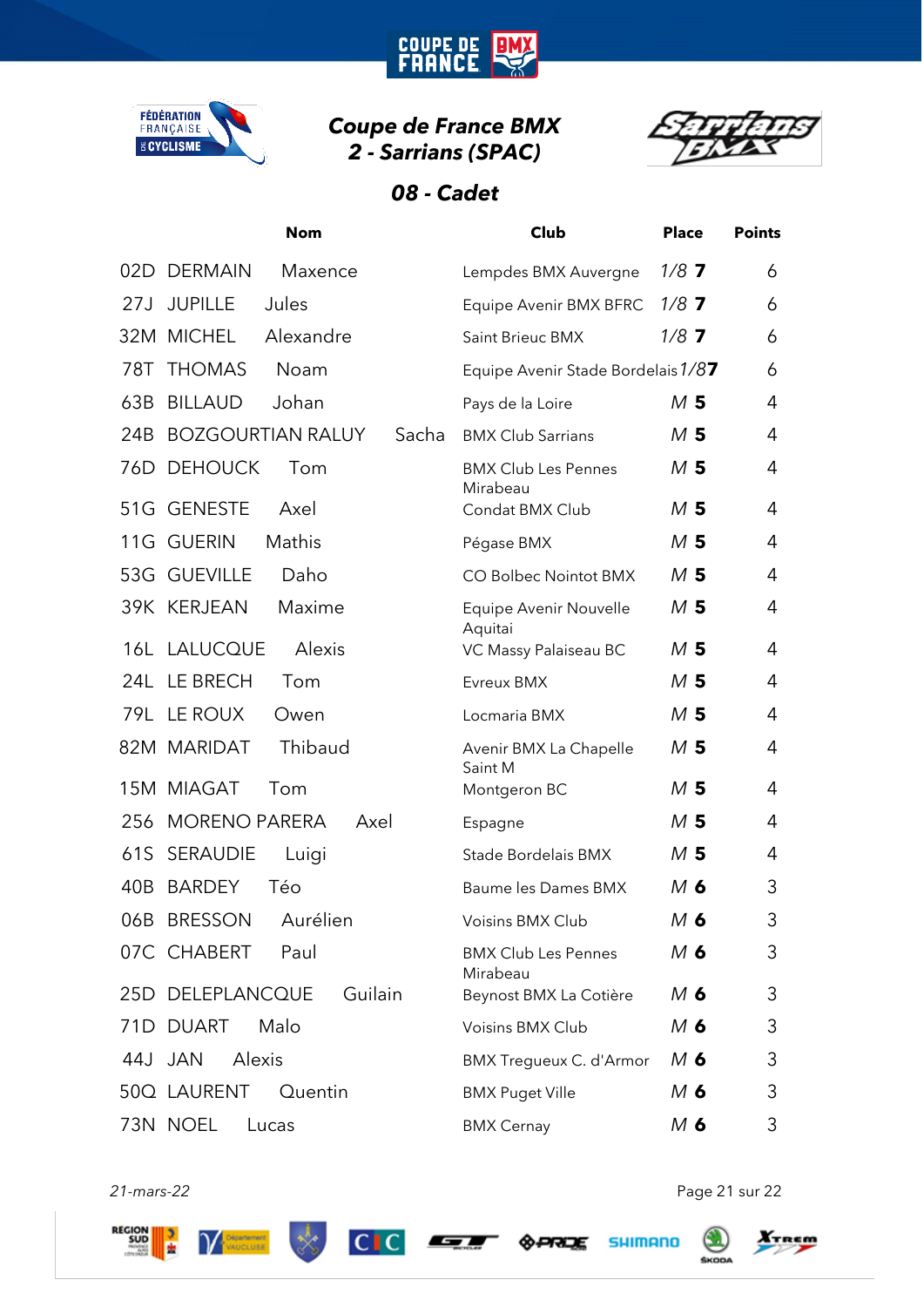# Coupe de France BMX
## 2 - Sarrians (SPAC)

### 08 - Cadet

| | Nom | | Club | Place | Points |
|---|---|---|---|---|---|
| 02D | DERMAIN | Maxence | Lempdes BMX Auvergne | 1/8 **7** | 6 |
| 27J | JUPILLE | Jules | Equipe Avenir BMX BFRC | 1/8 **7** | 6 |
| 32M | MICHEL | Alexandre | Saint Brieuc BMX | 1/8 **7** | 6 |
| 78T | THOMAS | Noam | Equipe Avenir Stade Bordelais | 1/8 **7** | 6 |
| 63B | BILLAUD | Johan | Pays de la Loire | M **5** | 4 |
| 24B | BOZGOURTIAN RALUY | Sacha | BMX Club Sarrians | M **5** | 4 |
| 76D | DEHOUCK | Tom | BMX Club Les Pennes Mirabeau | M **5** | 4 |
| 51G | GENESTE | Axel | Condat BMX Club | M **5** | 4 |
| 11G | GUERIN | Mathis | Pégase BMX | M **5** | 4 |
| 53G | GUEVILLE | Daho | CO Bolbec Nointot BMX | M **5** | 4 |
| 39K | KERJEAN | Maxime | Equipe Avenir Nouvelle Aquitai | M **5** | 4 |
| 16L | LALUCQUE | Alexis | VC Massy Palaiseau BC | M **5** | 4 |
| 24L | LE BRECH | Tom | Evreux BMX | M **5** | 4 |
| 79L | LE ROUX | Owen | Locmaria BMX | M **5** | 4 |
| 82M | MARIDAT | Thibaud | Avenir BMX La Chapelle Saint M | M **5** | 4 |
| 15M | MIAGAT | Tom | Montgeron BC | M **5** | 4 |
| 256 | MORENO PARERA | Axel | Espagne | M **5** | 4 |
| 61S | SERAUDIE | Luigi | Stade Bordelais BMX | M **5** | 4 |
| 40B | BARDEY | Téo | Baume les Dames BMX | M **6** | 3 |
| 06B | BRESSON | Aurélien | Voisins BMX Club | M **6** | 3 |
| 07C | CHABERT | Paul | BMX Club Les Pennes Mirabeau | M **6** | 3 |
| 25D | DELEPLANCQUE | Guilain | Beynost BMX La Cotière | M **6** | 3 |
| 71D | DUART | Malo | Voisins BMX Club | M **6** | 3 |
| 44J | JAN | Alexis | BMX Tregueux C. d'Armor | M **6** | 3 |
| 50Q | LAURENT | Quentin | BMX Puget Ville | M **6** | 3 |
| 73N | NOEL | Lucas | BMX Cernay | M **6** | 3 |

21-mars-22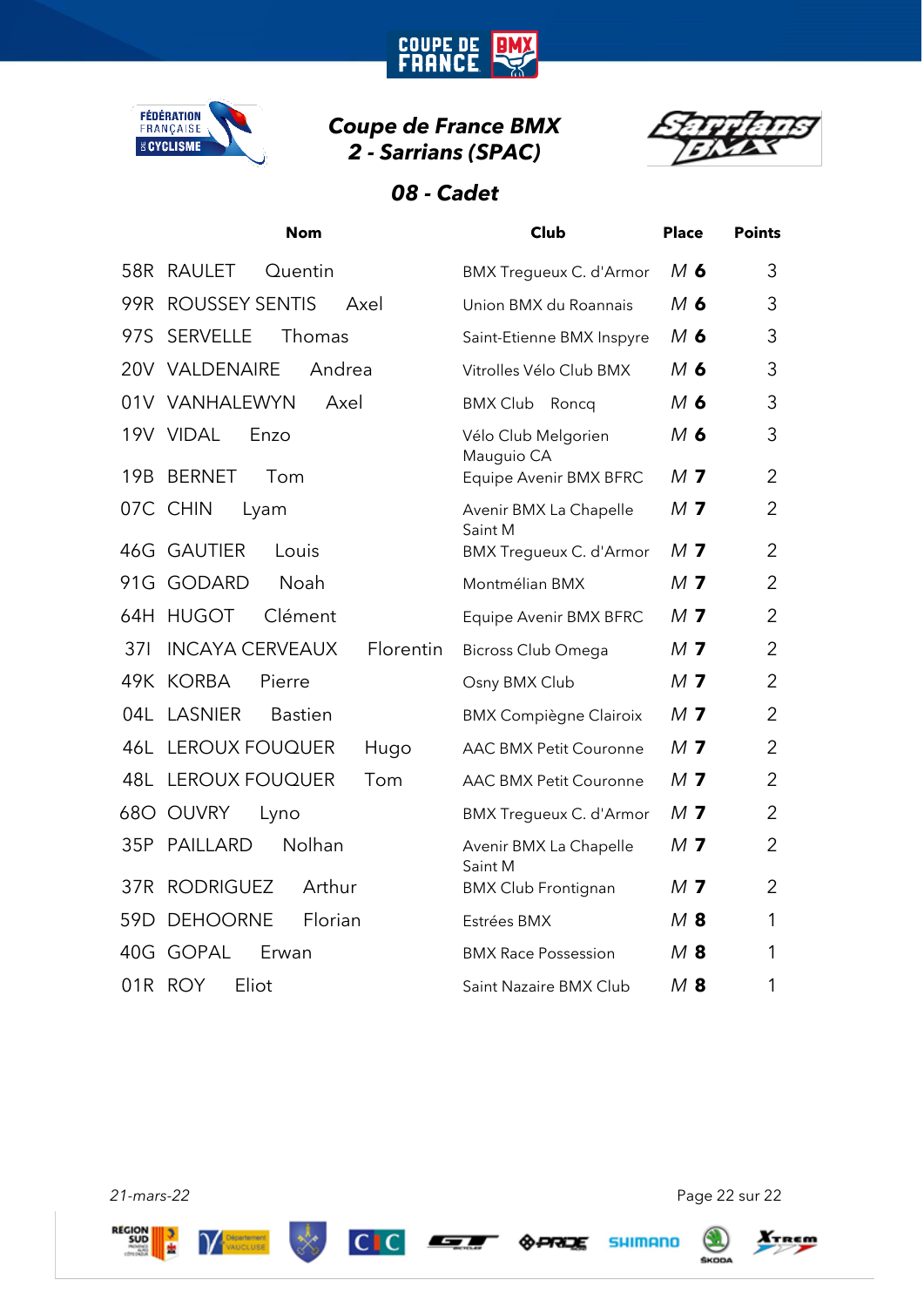# Coupe de France BMX
## 2 - Sarrians (SPAC)

### 08 - Cadet

| | Nom | | Club | Place | Points |
|---|---|---|---|---|---|
| 58R | RAULET | Quentin | BMX Tregueux C. d'Armor | M **6** | 3 |
| 99R | ROUSSEY SENTIS | Axel | Union BMX du Roannais | M **6** | 3 |
| 97S | SERVELLE | Thomas | Saint-Etienne BMX Inspyre | M **6** | 3 |
| 20V | VALDENAIRE | Andrea | Vitrolles Vélo Club BMX | M **6** | 3 |
| 01V | VANHALEWYN | Axel | BMX Club Roncq | M **6** | 3 |
| 19V | VIDAL | Enzo | Vélo Club Melgorien Mauguio CA | M **6** | 3 |
| 19B | BERNET | Tom | Equipe Avenir BMX BFRC | M **7** | 2 |
| 07C | CHIN | Lyam | Avenir BMX La Chapelle Saint M | M **7** | 2 |
| 46G | GAUTIER | Louis | BMX Tregueux C. d'Armor | M **7** | 2 |
| 91G | GODARD | Noah | Montmélian BMX | M **7** | 2 |
| 64H | HUGOT | Clément | Equipe Avenir BMX BFRC | M **7** | 2 |
| 37I | INCAYA CERVEAUX | Florentin | Bicross Club Omega | M **7** | 2 |
| 49K | KORBA | Pierre | Osny BMX Club | M **7** | 2 |
| 04L | LASNIER | Bastien | BMX Compiègne Clairoix | M **7** | 2 |
| 46L | LEROUX FOUQUER | Hugo | AAC BMX Petit Couronne | M **7** | 2 |
| 48L | LEROUX FOUQUER | Tom | AAC BMX Petit Couronne | M **7** | 2 |
| 68O | OUVRY | Lyno | BMX Tregueux C. d'Armor | M **7** | 2 |
| 35P | PAILLARD | Nolhan | Avenir BMX La Chapelle Saint M | M **7** | 2 |
| 37R | RODRIGUEZ | Arthur | BMX Club Frontignan | M **7** | 2 |
| 59D | DEHOORNE | Florian | Estrées BMX | M **8** | 1 |
| 40G | GOPAL | Erwan | BMX Race Possession | M **8** | 1 |
| 01R | ROY | Eliot | Saint Nazaire BMX Club | M **8** | 1 |

*21-mars-22*